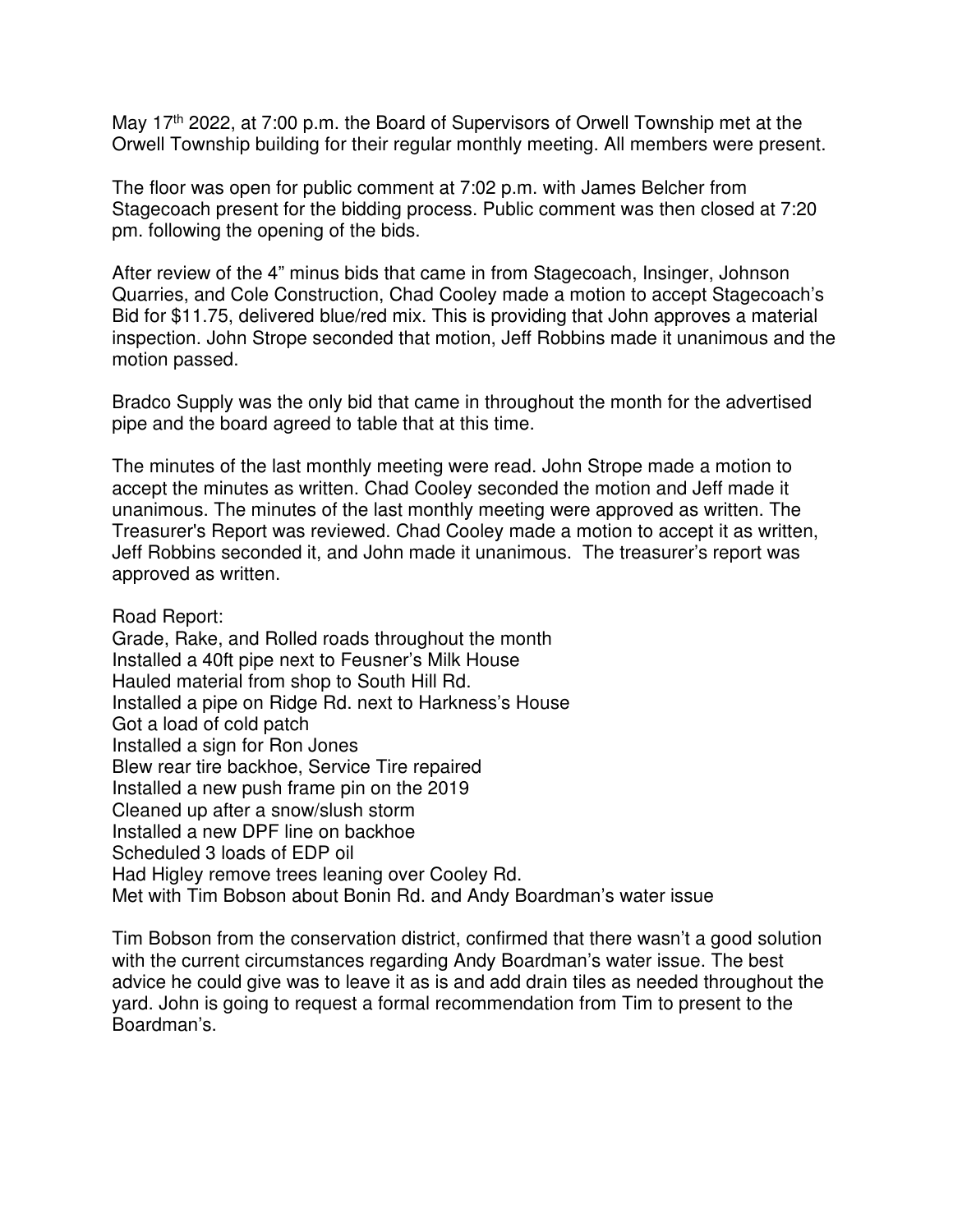May 17th 2022, at 7:00 p.m. the Board of Supervisors of Orwell Township met at the Orwell Township building for their regular monthly meeting. All members were present.

The floor was open for public comment at 7:02 p.m. with James Belcher from Stagecoach present for the bidding process. Public comment was then closed at 7:20 pm. following the opening of the bids.

After review of the 4" minus bids that came in from Stagecoach, Insinger, Johnson Quarries, and Cole Construction, Chad Cooley made a motion to accept Stagecoach's Bid for $11.75, delivered blue/red mix. This is providing that John approves a material inspection. John Strope seconded that motion, Jeff Robbins made it unanimous and the motion passed.

Bradco Supply was the only bid that came in throughout the month for the advertised pipe and the board agreed to table that at this time.

The minutes of the last monthly meeting were read. John Strope made a motion to accept the minutes as written. Chad Cooley seconded the motion and Jeff made it unanimous. The minutes of the last monthly meeting were approved as written. The Treasurer's Report was reviewed. Chad Cooley made a motion to accept it as written, Jeff Robbins seconded it, and John made it unanimous. The treasurer's report was approved as written.

Road Report:
Grade, Rake, and Rolled roads throughout the month
Installed a 40ft pipe next to Feusner's Milk House
Hauled material from shop to South Hill Rd.
Installed a pipe on Ridge Rd. next to Harkness's House
Got a load of cold patch
Installed a sign for Ron Jones
Blew rear tire backhoe, Service Tire repaired
Installed a new push frame pin on the 2019
Cleaned up after a snow/slush storm
Installed a new DPF line on backhoe
Scheduled 3 loads of EDP oil
Had Higley remove trees leaning over Cooley Rd.
Met with Tim Bobson about Bonin Rd. and Andy Boardman's water issue

Tim Bobson from the conservation district, confirmed that there wasn't a good solution with the current circumstances regarding Andy Boardman's water issue. The best advice he could give was to leave it as is and add drain tiles as needed throughout the yard. John is going to request a formal recommendation from Tim to present to the Boardman's.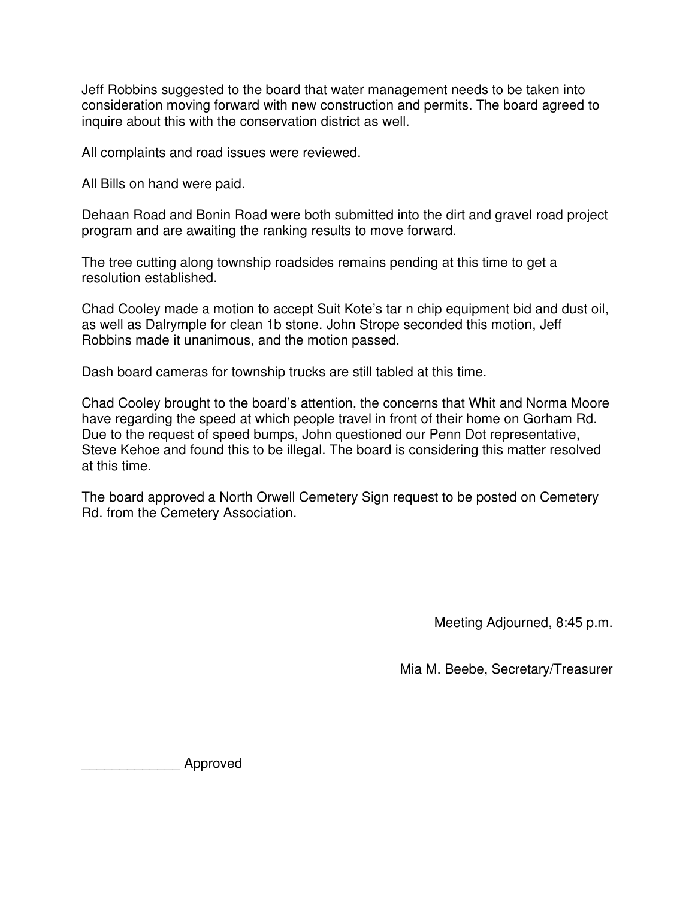Jeff Robbins suggested to the board that water management needs to be taken into consideration moving forward with new construction and permits. The board agreed to inquire about this with the conservation district as well.

All complaints and road issues were reviewed.

All Bills on hand were paid.

Dehaan Road and Bonin Road were both submitted into the dirt and gravel road project program and are awaiting the ranking results to move forward.

The tree cutting along township roadsides remains pending at this time to get a resolution established.

Chad Cooley made a motion to accept Suit Kote's tar n chip equipment bid and dust oil, as well as Dalrymple for clean 1b stone. John Strope seconded this motion, Jeff Robbins made it unanimous, and the motion passed.

Dash board cameras for township trucks are still tabled at this time.

Chad Cooley brought to the board's attention, the concerns that Whit and Norma Moore have regarding the speed at which people travel in front of their home on Gorham Rd. Due to the request of speed bumps, John questioned our Penn Dot representative, Steve Kehoe and found this to be illegal. The board is considering this matter resolved at this time.

The board approved a North Orwell Cemetery Sign request to be posted on Cemetery Rd. from the Cemetery Association.

Meeting Adjourned, 8:45 p.m.

Mia M. Beebe, Secretary/Treasurer

_____________ Approved